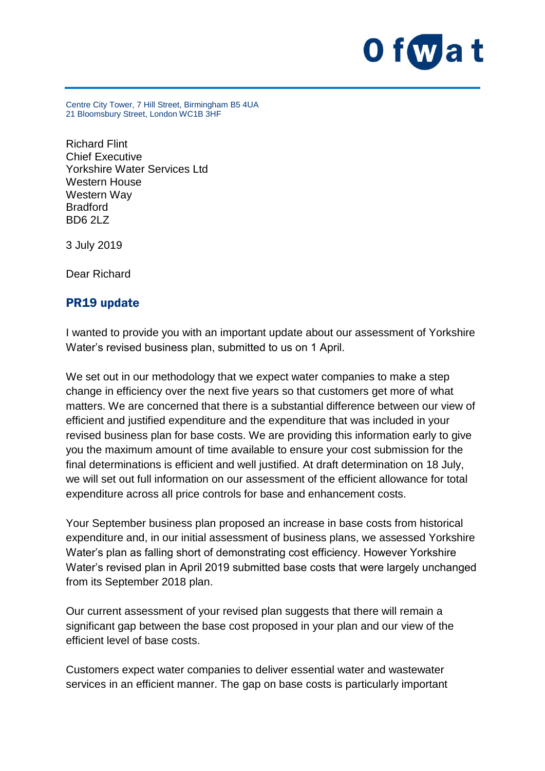Ofwat

Centre City Tower, 7 Hill Street, Birmingham B5 4UA
21 Bloomsbury Street, London WC1B 3HF

Richard Flint
Chief Executive
Yorkshire Water Services Ltd
Western House
Western Way
Bradford
BD6 2LZ

3 July 2019

Dear Richard

## PR19 update

I wanted to provide you with an important update about our assessment of Yorkshire Water's revised business plan, submitted to us on 1 April.

We set out in our methodology that we expect water companies to make a step change in efficiency over the next five years so that customers get more of what matters. We are concerned that there is a substantial difference between our view of efficient and justified expenditure and the expenditure that was included in your revised business plan for base costs. We are providing this information early to give you the maximum amount of time available to ensure your cost submission for the final determinations is efficient and well justified. At draft determination on 18 July, we will set out full information on our assessment of the efficient allowance for total expenditure across all price controls for base and enhancement costs.

Your September business plan proposed an increase in base costs from historical expenditure and, in our initial assessment of business plans, we assessed Yorkshire Water's plan as falling short of demonstrating cost efficiency. However Yorkshire Water's revised plan in April 2019 submitted base costs that were largely unchanged from its September 2018 plan.

Our current assessment of your revised plan suggests that there will remain a significant gap between the base cost proposed in your plan and our view of the efficient level of base costs.

Customers expect water companies to deliver essential water and wastewater services in an efficient manner. The gap on base costs is particularly important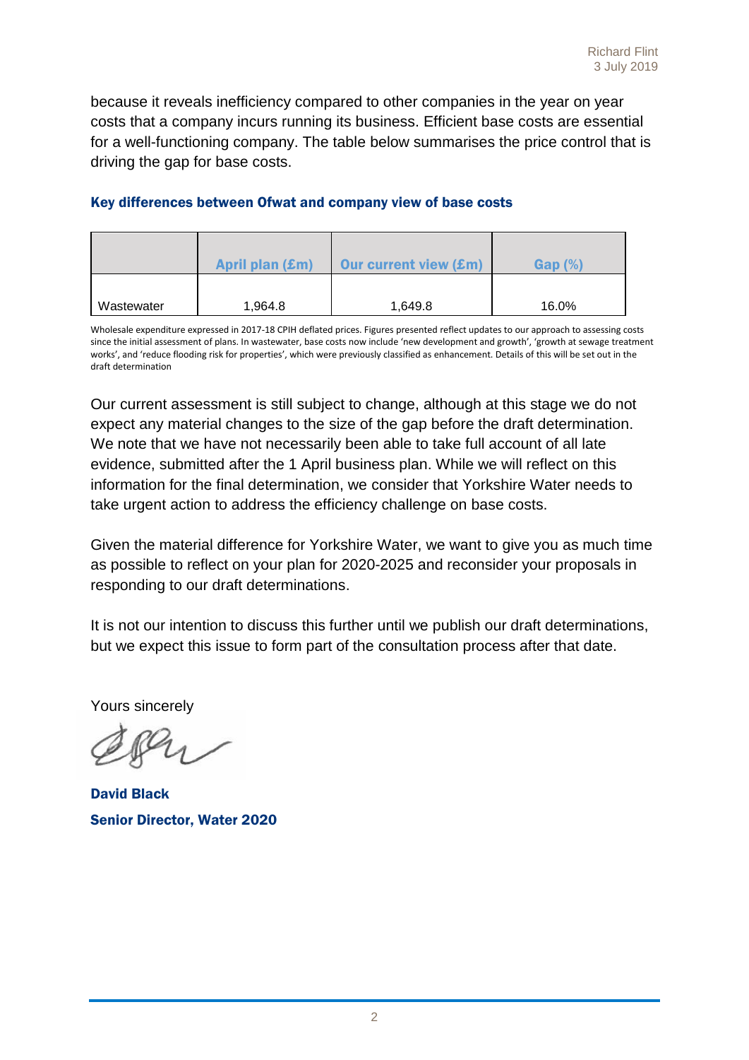because it reveals inefficiency compared to other companies in the year on year costs that a company incurs running its business. Efficient base costs are essential for a well-functioning company. The table below summarises the price control that is driving the gap for base costs.

**Key differences between Ofwat and company view of base costs**

| | April plan (£m) | Our current view (£m) | Gap (%) |
|---|---|---|---|
| Wastewater | 1,964.8 | 1,649.8 | 16.0% |

Wholesale expenditure expressed in 2017-18 CPIH deflated prices. Figures presented reflect updates to our approach to assessing costs since the initial assessment of plans. In wastewater, base costs now include 'new development and growth', 'growth at sewage treatment works', and 'reduce flooding risk for properties', which were previously classified as enhancement. Details of this will be set out in the draft determination

Our current assessment is still subject to change, although at this stage we do not expect any material changes to the size of the gap before the draft determination. We note that we have not necessarily been able to take full account of all late evidence, submitted after the 1 April business plan. While we will reflect on this information for the final determination, we consider that Yorkshire Water needs to take urgent action to address the efficiency challenge on base costs.

Given the material difference for Yorkshire Water, we want to give you as much time as possible to reflect on your plan for 2020-2025 and reconsider your proposals in responding to our draft determinations.

It is not our intention to discuss this further until we publish our draft determinations, but we expect this issue to form part of the consultation process after that date.

Yours sincerely

**David Black**
**Senior Director, Water 2020**